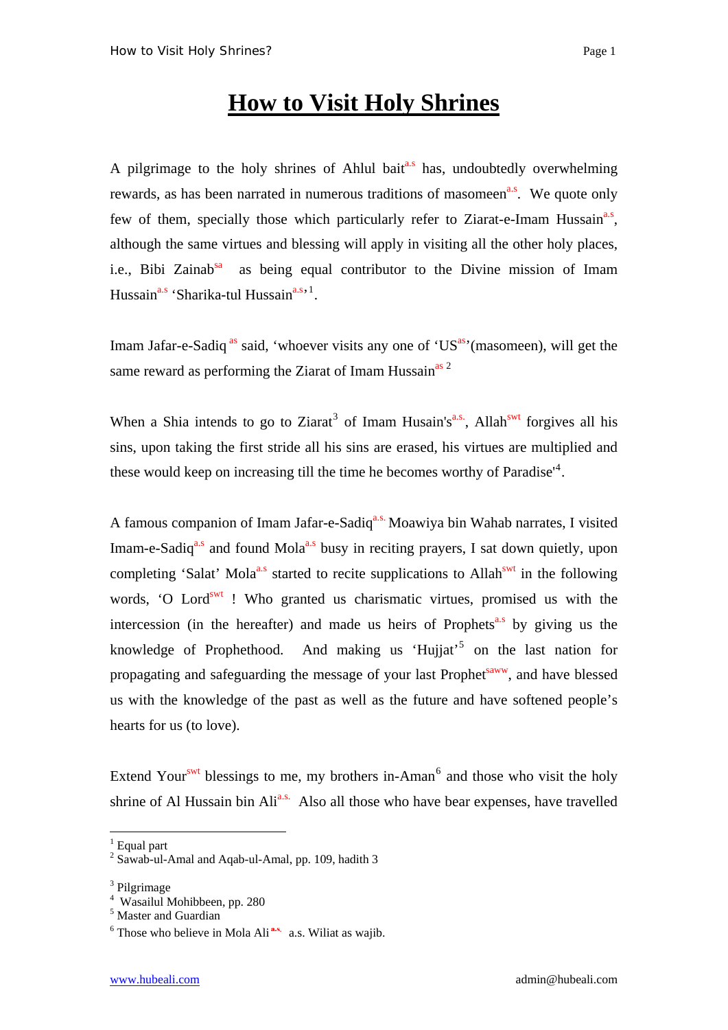# How to Visit Holy Shrines

A pilgrimage to the holy shrines of Ahlul bait[a.s] has, undoubtedly overwhelming rewards, as has been narrated in numerous traditions of masomeen[a.s]. We quote only few of them, specially those which particularly refer to Ziarat-e-Imam Hussain[a.s], although the same virtues and blessing will apply in visiting all the other holy places, i.e., Bibi Zainab[sa] as being equal contributor to the Divine mission of Imam Hussain[a.s] 'Sharika-tul Hussain[a.s]'[1].

Imam Jafar-e-Sadiq [as] said, 'whoever visits any one of 'US[as]'(masomeen), will get the same reward as performing the Ziarat of Imam Hussain[as] [2]

When a Shia intends to go to Ziarat[3] of Imam Husain's[a.s.], Allah[swt] forgives all his sins, upon taking the first stride all his sins are erased, his virtues are multiplied and these would keep on increasing till the time he becomes worthy of Paradise'[4].

A famous companion of Imam Jafar-e-Sadiq[a.s.] Moawiya bin Wahab narrates, I visited Imam-e-Sadiq[a.s] and found Mola[a.s] busy in reciting prayers, I sat down quietly, upon completing 'Salat' Mola[a.s] started to recite supplications to Allah[swt] in the following words, 'O Lord[swt] ! Who granted us charismatic virtues, promised us with the intercession (in the hereafter) and made us heirs of Prophets[a.s] by giving us the knowledge of Prophethood. And making us 'Hujjat'[5] on the last nation for propagating and safeguarding the message of your last Prophet[saww], and have blessed us with the knowledge of the past as well as the future and have softened people's hearts for us (to love).

Extend Your[swt] blessings to me, my brothers in-Aman[6] and those who visit the holy shrine of Al Hussain bin Ali[a.s.] Also all those who have bear expenses, have travelled

---

[1] Equal part
[2] Sawab-ul-Amal and Aqab-ul-Amal, pp. 109, hadith 3
[3] Pilgrimage
[4] Wasailul Mohibbeen, pp. 280
[5] Master and Guardian
[6] Those who believe in Mola Ali[a.s.] a.s. Wiliat as wajib.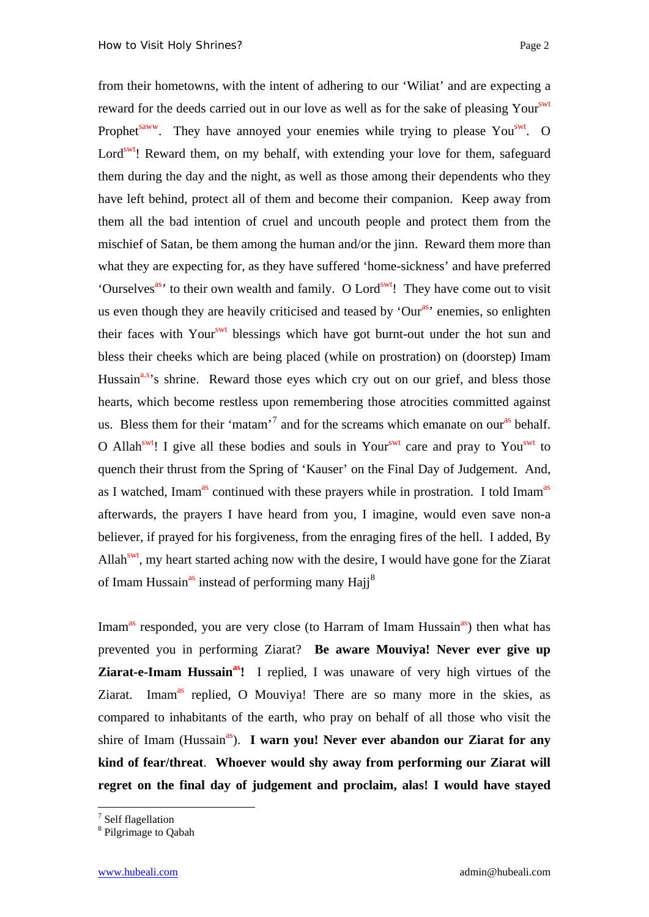from their hometowns, with the intent of adhering to our 'Wiliat' and are expecting a reward for the deeds carried out in our love as well as for the sake of pleasing Your[swt] Prophet[saww]. They have annoyed your enemies while trying to please You[swt]. O Lord[swt]! Reward them, on my behalf, with extending your love for them, safeguard them during the day and the night, as well as those among their dependents who they have left behind, protect all of them and become their companion. Keep away from them all the bad intention of cruel and uncouth people and protect them from the mischief of Satan, be them among the human and/or the jinn. Reward them more than what they are expecting for, as they have suffered 'home-sickness' and have preferred 'Ourselves[as]' to their own wealth and family. O Lord[swt]! They have come out to visit us even though they are heavily criticised and teased by 'Our[as]' enemies, so enlighten their faces with Your[swt] blessings which have got burnt-out under the hot sun and bless their cheeks which are being placed (while on prostration) on (doorstep) Imam Hussain[a.s]'s shrine. Reward those eyes which cry out on our grief, and bless those hearts, which become restless upon remembering those atrocities committed against us. Bless them for their 'matam'[7] and for the screams which emanate on our[as] behalf. O Allah[swt]! I give all these bodies and souls in Your[swt] care and pray to You[swt] to quench their thrust from the Spring of 'Kauser' on the Final Day of Judgement. And, as I watched, Imam[as] continued with these prayers while in prostration. I told Imam[as] afterwards, the prayers I have heard from you, I imagine, would even save non-a believer, if prayed for his forgiveness, from the enraging fires of the hell. I added, By Allah[swt], my heart started aching now with the desire, I would have gone for the Ziarat of Imam Hussain[as] instead of performing many Hajj[8]

Imam[as] responded, you are very close (to Harram of Imam Hussain[as]) then what has prevented you in performing Ziarat? **Be aware Mouviya! Never ever give up Ziarat-e-Imam Hussain[as]!** I replied, I was unaware of very high virtues of the Ziarat. Imam[as] replied, O Mouviya! There are so many more in the skies, as compared to inhabitants of the earth, who pray on behalf of all those who visit the shire of Imam (Hussain[as]). **I warn you! Never ever abandon our Ziarat for any kind of fear/threat**. **Whoever would shy away from performing our Ziarat will regret on the final day of judgement and proclaim, alas! I would have stayed**

---

[7] Self flagellation

[8] Pilgrimage to Qabah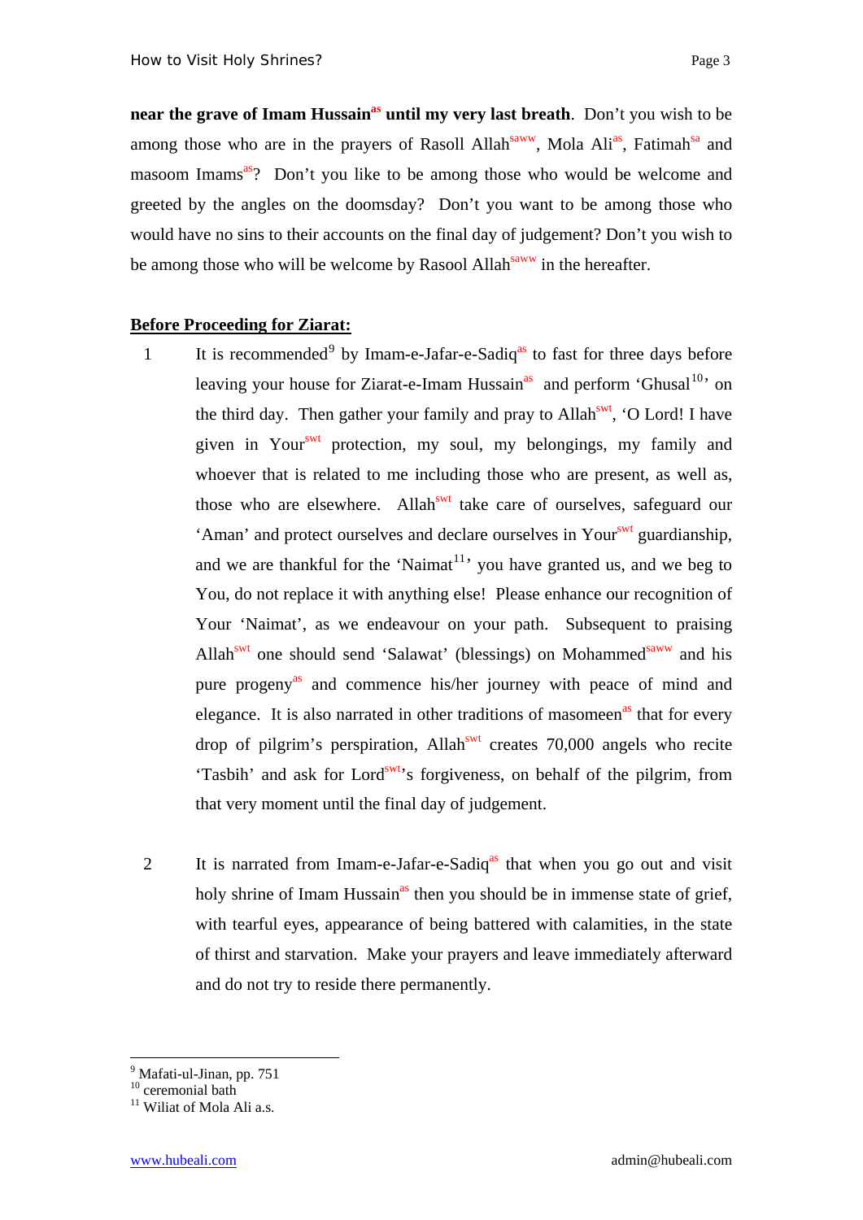**near the grave of Imam Hussain[as] until my very last breath**. Don't you wish to be among those who are in the prayers of Rasoll Allah[saww], Mola Ali[as], Fatimah[sa] and masoom Imams[as]? Don't you like to be among those who would be welcome and greeted by the angles on the doomsday? Don't you want to be among those who would have no sins to their accounts on the final day of judgement? Don't you wish to be among those who will be welcome by Rasool Allah[saww] in the hereafter.

**Before Proceeding for Ziarat:**

1. It is recommended[9] by Imam-e-Jafar-e-Sadiq[as] to fast for three days before leaving your house for Ziarat-e-Imam Hussain[as] and perform 'Ghusal[10]' on the third day. Then gather your family and pray to Allah[swt], 'O Lord! I have given in Your[swt] protection, my soul, my belongings, my family and whoever that is related to me including those who are present, as well as, those who are elsewhere. Allah[swt] take care of ourselves, safeguard our 'Aman' and protect ourselves and declare ourselves in Your[swt] guardianship, and we are thankful for the 'Naimat[11]' you have granted us, and we beg to You, do not replace it with anything else! Please enhance our recognition of Your 'Naimat', as we endeavour on your path. Subsequent to praising Allah[swt] one should send 'Salawat' (blessings) on Mohammed[saww] and his pure progeny[as] and commence his/her journey with peace of mind and elegance. It is also narrated in other traditions of masomeen[as] that for every drop of pilgrim's perspiration, Allah[swt] creates 70,000 angels who recite 'Tasbih' and ask for Lord[swt]'s forgiveness, on behalf of the pilgrim, from that very moment until the final day of judgement.

2. It is narrated from Imam-e-Jafar-e-Sadiq[as] that when you go out and visit holy shrine of Imam Hussain[as] then you should be in immense state of grief, with tearful eyes, appearance of being battered with calamities, in the state of thirst and starvation. Make your prayers and leave immediately afterward and do not try to reside there permanently.

---

[9] Mafati-ul-Jinan, pp. 751
[10] ceremonial bath
[11] Wiliat of Mola Ali a.s.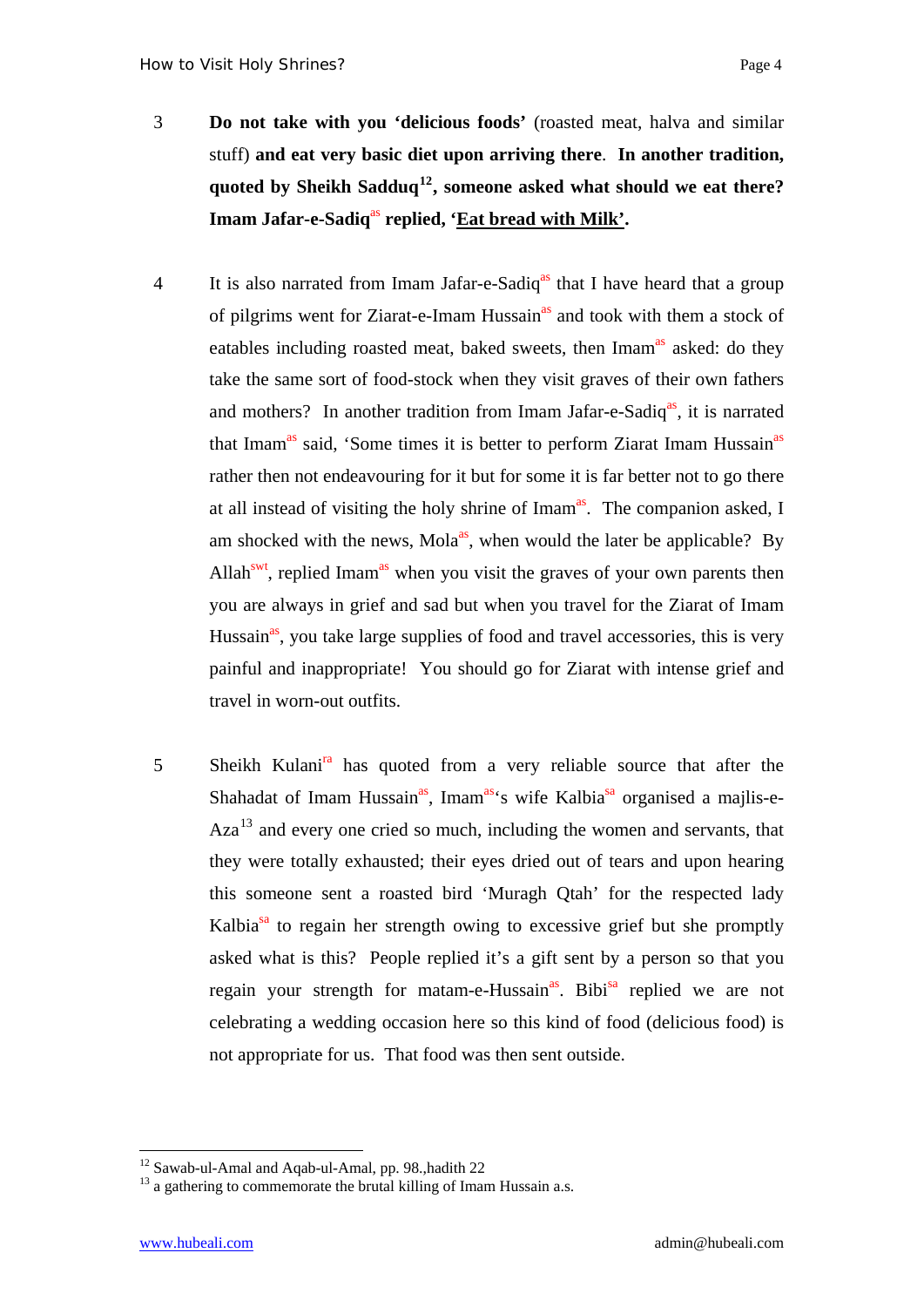3 **Do not take with you 'delicious foods'** (roasted meat, halva and similar stuff) **and eat very basic diet upon arriving there**. **In another tradition, quoted by Sheikh Sadduq[12], someone asked what should we eat there? Imam Jafar-e-Sadiq[as] replied, '<u>Eat bread with Milk</u>'.**

4 It is also narrated from Imam Jafar-e-Sadiq[as] that I have heard that a group of pilgrims went for Ziarat-e-Imam Hussain[as] and took with them a stock of eatables including roasted meat, baked sweets, then Imam[as] asked: do they take the same sort of food-stock when they visit graves of their own fathers and mothers? In another tradition from Imam Jafar-e-Sadiq[as], it is narrated that Imam[as] said, 'Some times it is better to perform Ziarat Imam Hussain[as] rather then not endeavouring for it but for some it is far better not to go there at all instead of visiting the holy shrine of Imam[as]. The companion asked, I am shocked with the news, Mola[as], when would the later be applicable? By Allah[swt], replied Imam[as] when you visit the graves of your own parents then you are always in grief and sad but when you travel for the Ziarat of Imam Hussain[as], you take large supplies of food and travel accessories, this is very painful and inappropriate! You should go for Ziarat with intense grief and travel in worn-out outfits.

5 Sheikh Kulani[ra] has quoted from a very reliable source that after the Shahadat of Imam Hussain[as], Imam[as]'s wife Kalbia[sa] organised a majlis-e-Aza[13] and every one cried so much, including the women and servants, that they were totally exhausted; their eyes dried out of tears and upon hearing this someone sent a roasted bird 'Muragh Qtah' for the respected lady Kalbia[sa] to regain her strength owing to excessive grief but she promptly asked what is this? People replied it's a gift sent by a person so that you regain your strength for matam-e-Hussain[as]. Bibi[sa] replied we are not celebrating a wedding occasion here so this kind of food (delicious food) is not appropriate for us. That food was then sent outside.

[12] Sawab-ul-Amal and Aqab-ul-Amal, pp. 98.,hadith 22

[13] a gathering to commemorate the brutal killing of Imam Hussain a.s.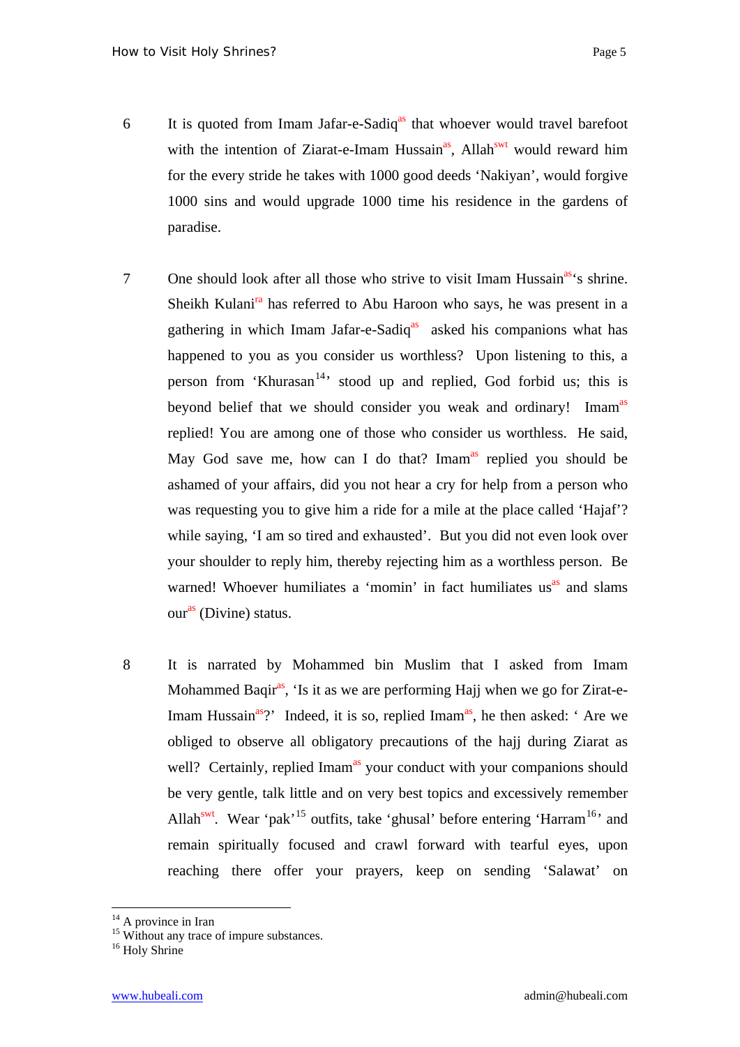6 It is quoted from Imam Jafar-e-Sadiq[as] that whoever would travel barefoot with the intention of Ziarat-e-Imam Hussain[as], Allah[swt] would reward him for the every stride he takes with 1000 good deeds 'Nakiyan', would forgive 1000 sins and would upgrade 1000 time his residence in the gardens of paradise.

7 One should look after all those who strive to visit Imam Hussain[as]'s shrine. Sheikh Kulani[ra] has referred to Abu Haroon who says, he was present in a gathering in which Imam Jafar-e-Sadiq[as] asked his companions what has happened to you as you consider us worthless? Upon listening to this, a person from 'Khurasan[14]' stood up and replied, God forbid us; this is beyond belief that we should consider you weak and ordinary! Imam[as] replied! You are among one of those who consider us worthless. He said, May God save me, how can I do that? Imam[as] replied you should be ashamed of your affairs, did you not hear a cry for help from a person who was requesting you to give him a ride for a mile at the place called 'Hajaf'? while saying, 'I am so tired and exhausted'. But you did not even look over your shoulder to reply him, thereby rejecting him as a worthless person. Be warned! Whoever humiliates a 'momin' in fact humiliates us[as] and slams our[as] (Divine) status.

8 It is narrated by Mohammed bin Muslim that I asked from Imam Mohammed Baqir[as], 'Is it as we are performing Hajj when we go for Zirat-e-Imam Hussain[as]?' Indeed, it is so, replied Imam[as], he then asked: ' Are we obliged to observe all obligatory precautions of the hajj during Ziarat as well? Certainly, replied Imam[as] your conduct with your companions should be very gentle, talk little and on very best topics and excessively remember Allah[swt]. Wear 'pak'[15] outfits, take 'ghusal' before entering 'Harram[16]' and remain spiritually focused and crawl forward with tearful eyes, upon reaching there offer your prayers, keep on sending 'Salawat' on

---

[14] A province in Iran
[15] Without any trace of impure substances.
[16] Holy Shrine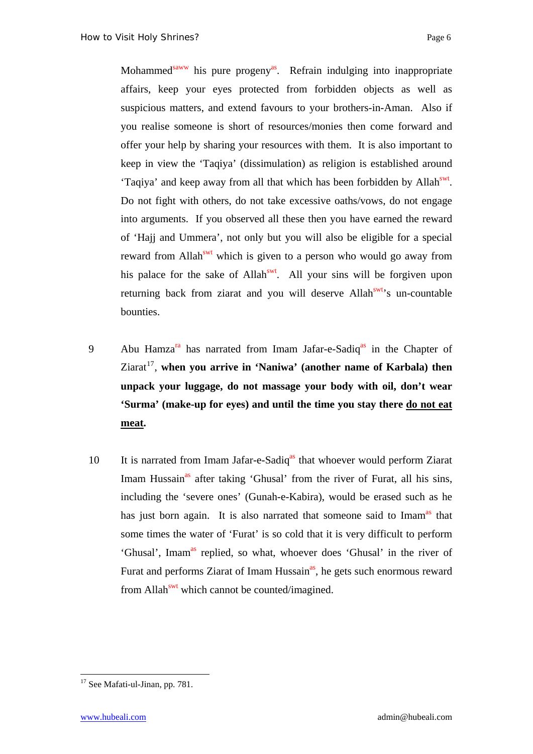Mohammed[saww] his pure progeny[as]. Refrain indulging into inappropriate affairs, keep your eyes protected from forbidden objects as well as suspicious matters, and extend favours to your brothers-in-Aman. Also if you realise someone is short of resources/monies then come forward and offer your help by sharing your resources with them. It is also important to keep in view the 'Taqiya' (dissimulation) as religion is established around 'Taqiya' and keep away from all that which has been forbidden by Allah[swt]. Do not fight with others, do not take excessive oaths/vows, do not engage into arguments. If you observed all these then you have earned the reward of 'Hajj and Ummera', not only but you will also be eligible for a special reward from Allah[swt] which is given to a person who would go away from his palace for the sake of Allah[swt]. All your sins will be forgiven upon returning back from ziarat and you will deserve Allah[swt]'s un-countable bounties.

9. Abu Hamza[ra] has narrated from Imam Jafar-e-Sadiq[as] in the Chapter of Ziarat[17], **when you arrive in 'Naniwa' (another name of Karbala) then unpack your luggage, do not massage your body with oil, don't wear 'Surma' (make-up for eyes) and until the time you stay there <u>do not eat meat</u>.**

10. It is narrated from Imam Jafar-e-Sadiq[as] that whoever would perform Ziarat Imam Hussain[as] after taking 'Ghusal' from the river of Furat, all his sins, including the 'severe ones' (Gunah-e-Kabira), would be erased such as he has just born again. It is also narrated that someone said to Imam[as] that some times the water of 'Furat' is so cold that it is very difficult to perform 'Ghusal', Imam[as] replied, so what, whoever does 'Ghusal' in the river of Furat and performs Ziarat of Imam Hussain[as], he gets such enormous reward from Allah[swt] which cannot be counted/imagined.

---

[17] See Mafati-ul-Jinan, pp. 781.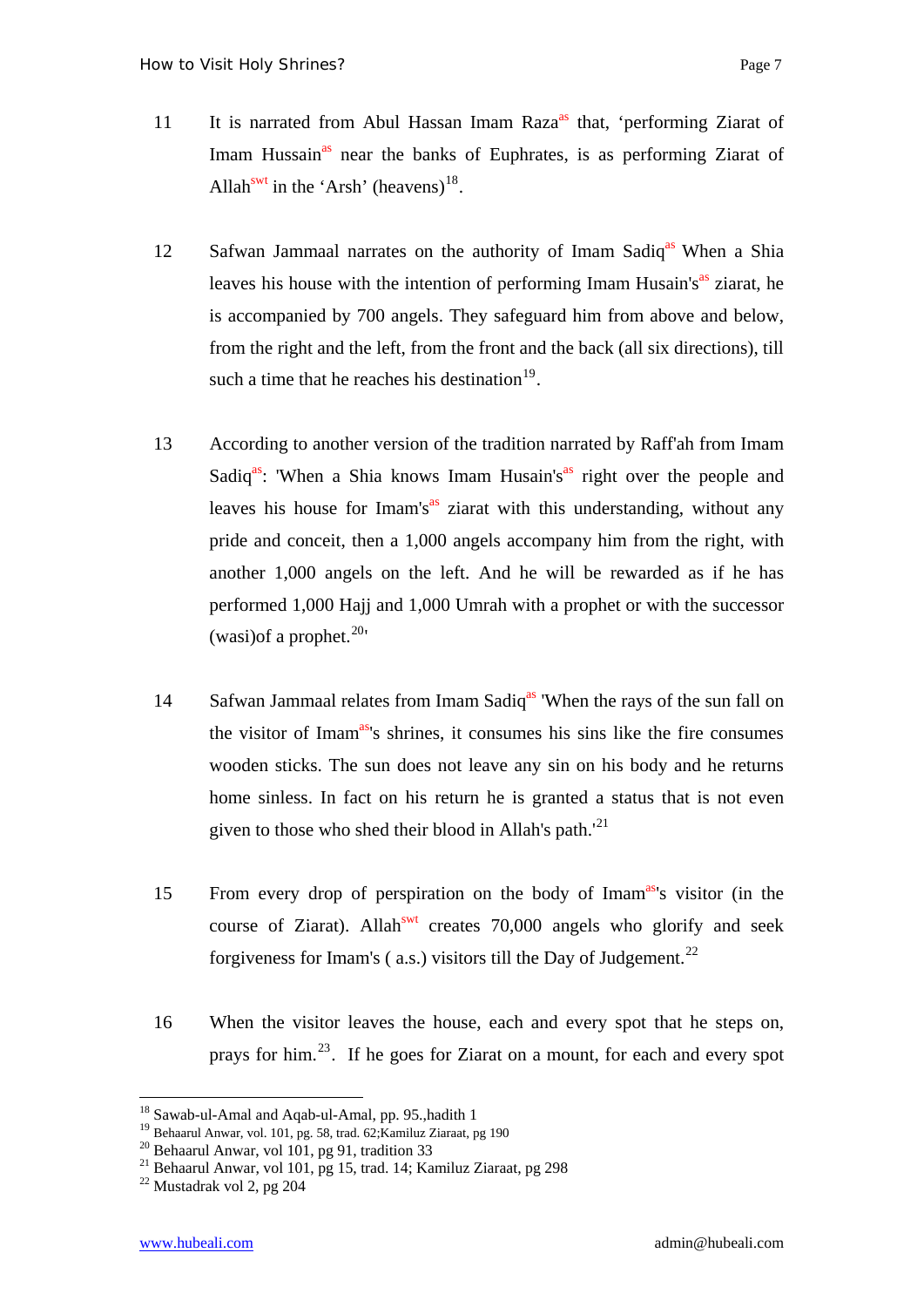11 It is narrated from Abul Hassan Imam Raza[as] that, ‘performing Ziarat of Imam Hussain[as] near the banks of Euphrates, is as performing Ziarat of Allah[swt] in the ‘Arsh’ (heavens)[18].

12 Safwan Jammaal narrates on the authority of Imam Sadiq[as] When a Shia leaves his house with the intention of performing Imam Husain's[as] ziarat, he is accompanied by 700 angels. They safeguard him from above and below, from the right and the left, from the front and the back (all six directions), till such a time that he reaches his destination[19].

13 According to another version of the tradition narrated by Raff'ah from Imam Sadiq[as]: 'When a Shia knows Imam Husain's[as] right over the people and leaves his house for Imam's[as] ziarat with this understanding, without any pride and conceit, then a 1,000 angels accompany him from the right, with another 1,000 angels on the left. And he will be rewarded as if he has performed 1,000 Hajj and 1,000 Umrah with a prophet or with the successor (wasi)of a prophet.[20]'

14 Safwan Jammaal relates from Imam Sadiq[as] 'When the rays of the sun fall on the visitor of Imam[as]'s shrines, it consumes his sins like the fire consumes wooden sticks. The sun does not leave any sin on his body and he returns home sinless. In fact on his return he is granted a status that is not even given to those who shed their blood in Allah's path.'[21]

15 From every drop of perspiration on the body of Imam[as]'s visitor (in the course of Ziarat). Allah[swt] creates 70,000 angels who glorify and seek forgiveness for Imam's ( a.s.) visitors till the Day of Judgement.[22]

16 When the visitor leaves the house, each and every spot that he steps on, prays for him.[23]. If he goes for Ziarat on a mount, for each and every spot

---

[18] Sawab-ul-Amal and Aqab-ul-Amal, pp. 95.,hadith 1
[19] Behaarul Anwar, vol. 101, pg. 58, trad. 62;Kamiluz Ziaraat, pg 190
[20] Behaarul Anwar, vol 101, pg 91, tradition 33
[21] Behaarul Anwar, vol 101, pg 15, trad. 14; Kamiluz Ziaraat, pg 298
[22] Mustadrak vol 2, pg 204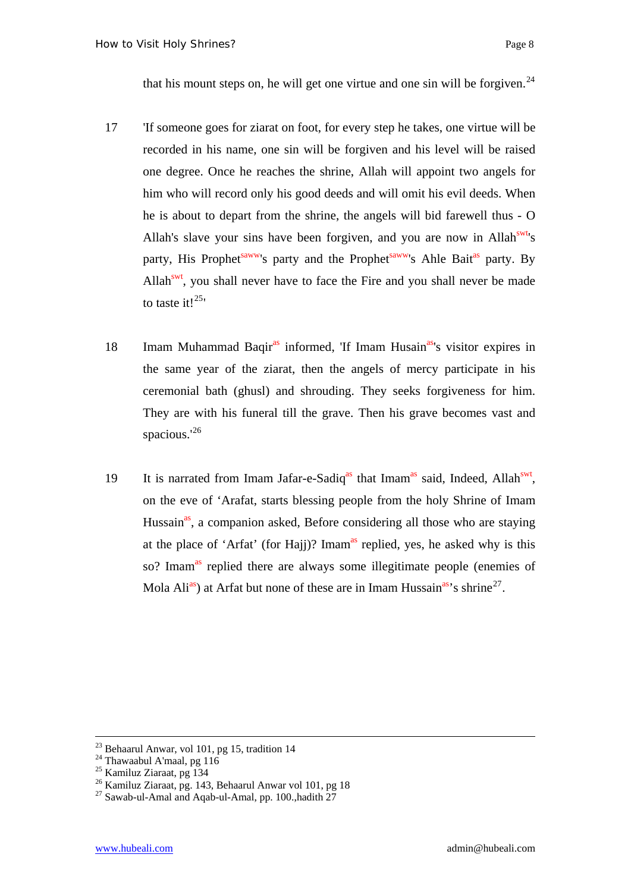that his mount steps on, he will get one virtue and one sin will be forgiven.[24]

17. 'If someone goes for ziarat on foot, for every step he takes, one virtue will be recorded in his name, one sin will be forgiven and his level will be raised one degree. Once he reaches the shrine, Allah will appoint two angels for him who will record only his good deeds and will omit his evil deeds. When he is about to depart from the shrine, the angels will bid farewell thus - O Allah's slave your sins have been forgiven, and you are now in Allah[swt]'s party, His Prophet[saww]'s party and the Prophet[saww]'s Ahle Bait[as] party. By Allah[swt], you shall never have to face the Fire and you shall never be made to taste it![25]'

18. Imam Muhammad Baqir[as] informed, 'If Imam Husain[as]'s visitor expires in the same year of the ziarat, then the angels of mercy participate in his ceremonial bath (ghusl) and shrouding. They seeks forgiveness for him. They are with his funeral till the grave. Then his grave becomes vast and spacious.'[26]

19. It is narrated from Imam Jafar-e-Sadiq[as] that Imam[as] said, Indeed, Allah[swt], on the eve of 'Arafat, starts blessing people from the holy Shrine of Imam Hussain[as], a companion asked, Before considering all those who are staying at the place of 'Arfat' (for Hajj)? Imam[as] replied, yes, he asked why is this so? Imam[as] replied there are always some illegitimate people (enemies of Mola Ali[as]) at Arfat but none of these are in Imam Hussain[as]'s shrine[27].

---

[23] Behaarul Anwar, vol 101, pg 15, tradition 14
[24] Thawaabul A'maal, pg 116
[25] Kamiluz Ziaraat, pg 134
[26] Kamiluz Ziaraat, pg. 143, Behaarul Anwar vol 101, pg 18
[27] Sawab-ul-Amal and Aqab-ul-Amal, pp. 100.,hadith 27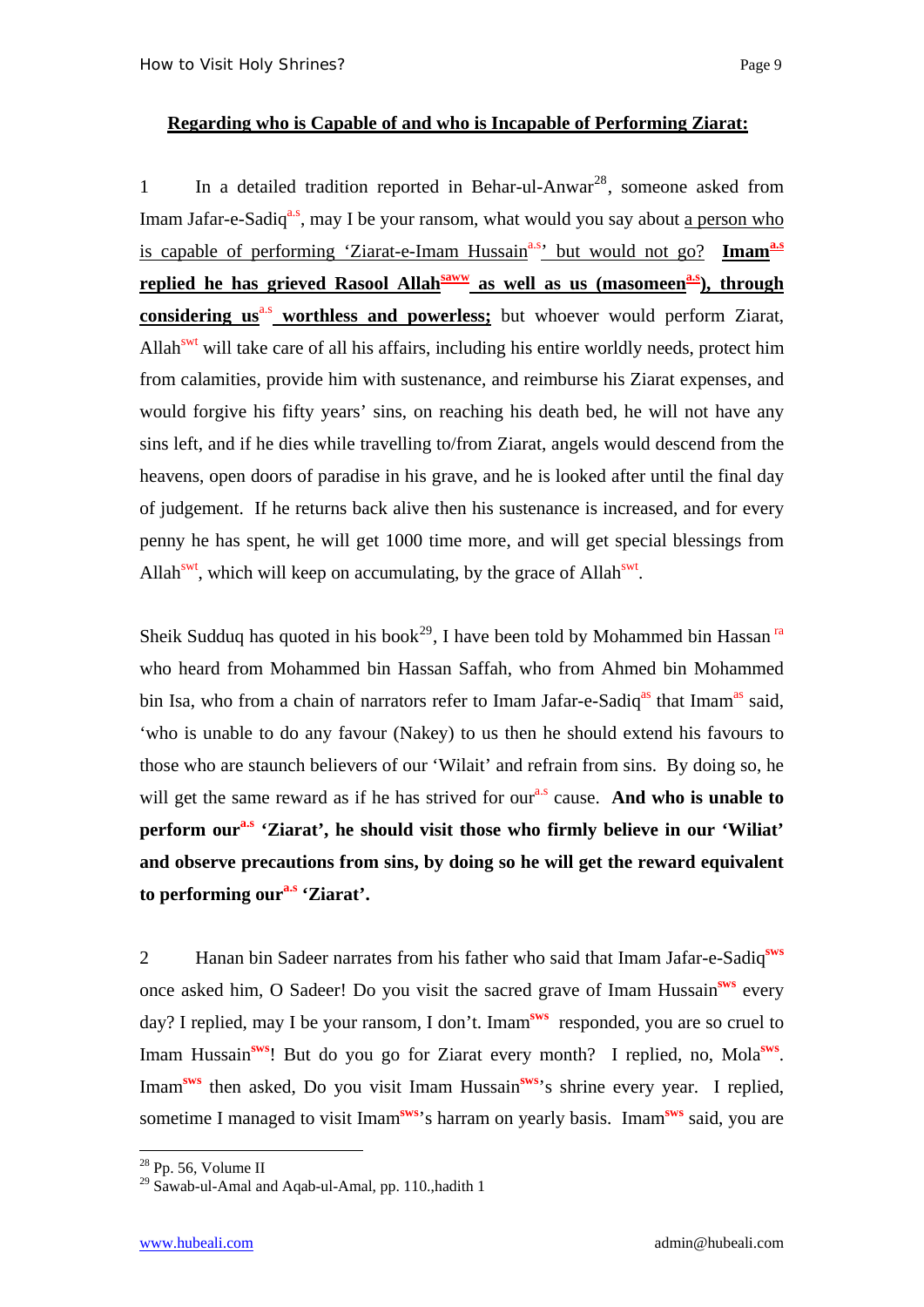## Regarding who is Capable of and who is Incapable of Performing Ziarat:

1 In a detailed tradition reported in Behar-ul-Anwar[28], someone asked from Imam Jafar-e-Sadiq[a.s], may I be your ransom, what would you say about a person who is capable of performing 'Ziarat-e-Imam Hussain[a.s]' but would not go? **Imam[a.s] replied he has grieved Rasool Allah[saww] as well as us (masomeen[a.s]), through considering us[a.s] worthless and powerless;** but whoever would perform Ziarat, Allah[swt] will take care of all his affairs, including his entire worldly needs, protect him from calamities, provide him with sustenance, and reimburse his Ziarat expenses, and would forgive his fifty years' sins, on reaching his death bed, he will not have any sins left, and if he dies while travelling to/from Ziarat, angels would descend from the heavens, open doors of paradise in his grave, and he is looked after until the final day of judgement. If he returns back alive then his sustenance is increased, and for every penny he has spent, he will get 1000 time more, and will get special blessings from Allah[swt], which will keep on accumulating, by the grace of Allah[swt].

Sheik Sudduq has quoted in his book[29], I have been told by Mohammed bin Hassan [ra] who heard from Mohammed bin Hassan Saffah, who from Ahmed bin Mohammed bin Isa, who from a chain of narrators refer to Imam Jafar-e-Sadiq[as] that Imam[as] said, 'who is unable to do any favour (Nakey) to us then he should extend his favours to those who are staunch believers of our 'Wilait' and refrain from sins. By doing so, he will get the same reward as if he has strived for our[a.s] cause. **And who is unable to perform our[a.s] 'Ziarat', he should visit those who firmly believe in our 'Wiliat' and observe precautions from sins, by doing so he will get the reward equivalent to performing our[a.s] 'Ziarat'.**

2 Hanan bin Sadeer narrates from his father who said that Imam Jafar-e-Sadiq[sws] once asked him, O Sadeer! Do you visit the sacred grave of Imam Hussain[sws] every day? I replied, may I be your ransom, I don't. Imam[sws] responded, you are so cruel to Imam Hussain[sws]! But do you go for Ziarat every month? I replied, no, Mola[sws]. Imam[sws] then asked, Do you visit Imam Hussain[sws]'s shrine every year. I replied, sometime I managed to visit Imam[sws]'s harram on yearly basis. Imam[sws] said, you are

---

[28] Pp. 56, Volume II

[29] Sawab-ul-Amal and Aqab-ul-Amal, pp. 110.,hadith 1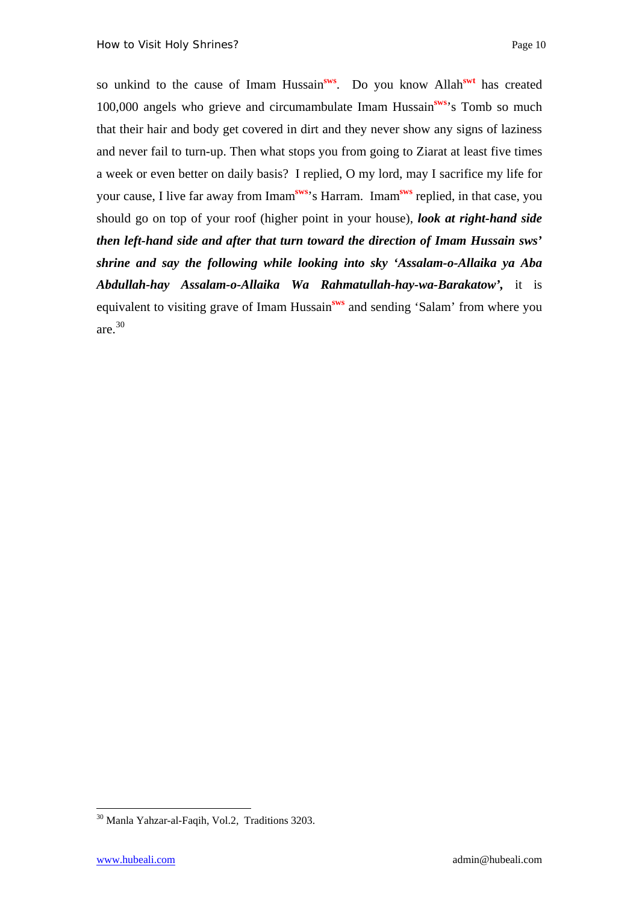so unkind to the cause of Imam Hussain[sws]. Do you know Allah[swt] has created 100,000 angels who grieve and circumambulate Imam Hussain[sws]'s Tomb so much that their hair and body get covered in dirt and they never show any signs of laziness and never fail to turn-up. Then what stops you from going to Ziarat at least five times a week or even better on daily basis? I replied, O my lord, may I sacrifice my life for your cause, I live far away from Imam[sws]'s Harram. Imam[sws] replied, in that case, you should go on top of your roof (higher point in your house), ***look at right-hand side then left-hand side and after that turn toward the direction of Imam Hussain sws' shrine and say the following while looking into sky 'Assalam-o-Allaika ya Aba Abdullah-hay Assalam-o-Allaika Wa Rahmatullah-hay-wa-Barakatow',*** it is equivalent to visiting grave of Imam Hussain[sws] and sending 'Salam' from where you are.[30]

---

[30] Manla Yahzar-al-Faqih, Vol.2, Traditions 3203.